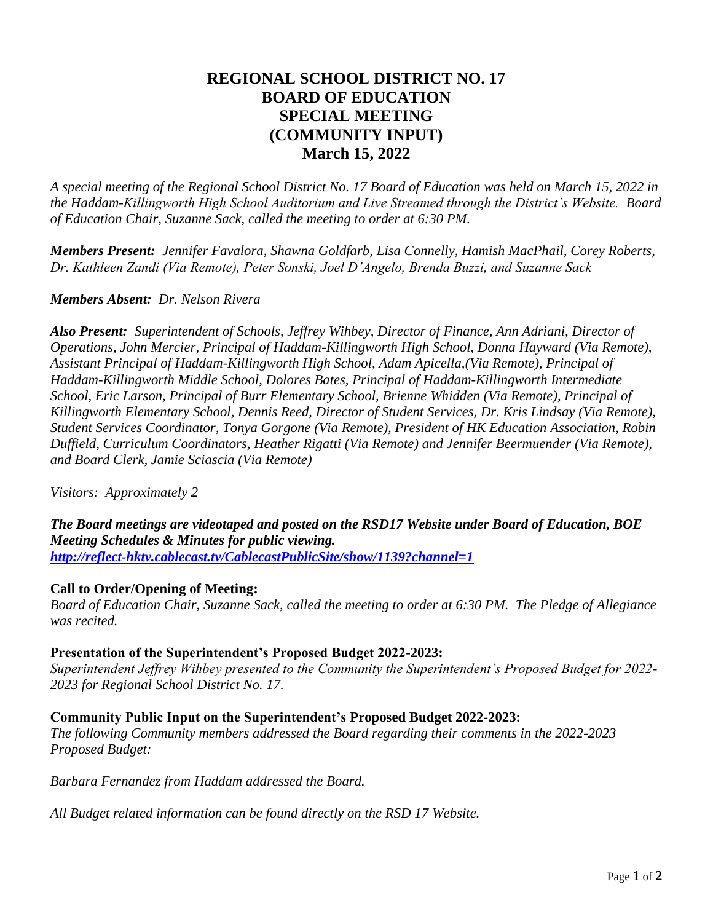# REGIONAL SCHOOL DISTRICT NO. 17
# BOARD OF EDUCATION
# SPECIAL MEETING
# (COMMUNITY INPUT)
# March 15, 2022

*A special meeting of the Regional School District No. 17 Board of Education was held on March 15, 2022 in the Haddam-Killingworth High School Auditorium and Live Streamed through the District's Website. Board of Education Chair, Suzanne Sack, called the meeting to order at 6:30 PM.*

***Members Present:*** *Jennifer Favalora, Shawna Goldfarb, Lisa Connelly, Hamish MacPhail, Corey Roberts, Dr. Kathleen Zandi (Via Remote), Peter Sonski, Joel D'Angelo, Brenda Buzzi, and Suzanne Sack*

***Members Absent:*** *Dr. Nelson Rivera*

***Also Present:*** *Superintendent of Schools, Jeffrey Wihbey, Director of Finance, Ann Adriani, Director of Operations, John Mercier, Principal of Haddam-Killingworth High School, Donna Hayward (Via Remote), Assistant Principal of Haddam-Killingworth High School, Adam Apicella,(Via Remote), Principal of Haddam-Killingworth Middle School, Dolores Bates, Principal of Haddam-Killingworth Intermediate School, Eric Larson, Principal of Burr Elementary School, Brienne Whidden (Via Remote), Principal of Killingworth Elementary School, Dennis Reed, Director of Student Services, Dr. Kris Lindsay (Via Remote), Student Services Coordinator, Tonya Gorgone (Via Remote), President of HK Education Association, Robin Duffield, Curriculum Coordinators, Heather Rigatti (Via Remote) and Jennifer Beermuender (Via Remote), and Board Clerk, Jamie Sciascia (Via Remote)*

*Visitors: Approximately 2*

***The Board meetings are videotaped and posted on the RSD17 Website under Board of Education, BOE Meeting Schedules & Minutes for public viewing.***
***[http://reflect-hktv.cablecast.tv/CablecastPublicSite/show/1139?channel=1](http://reflect-hktv.cablecast.tv/CablecastPublicSite/show/1139?channel=1)***

**Call to Order/Opening of Meeting:**
*Board of Education Chair, Suzanne Sack, called the meeting to order at 6:30 PM. The Pledge of Allegiance was recited.*

**Presentation of the Superintendent's Proposed Budget 2022-2023:**
*Superintendent Jeffrey Wihbey presented to the Community the Superintendent's Proposed Budget for 2022-2023 for Regional School District No. 17.*

**Community Public Input on the Superintendent's Proposed Budget 2022-2023:**
*The following Community members addressed the Board regarding their comments in the 2022-2023 Proposed Budget:*

*Barbara Fernandez from Haddam addressed the Board.*

*All Budget related information can be found directly on the RSD 17 Website.*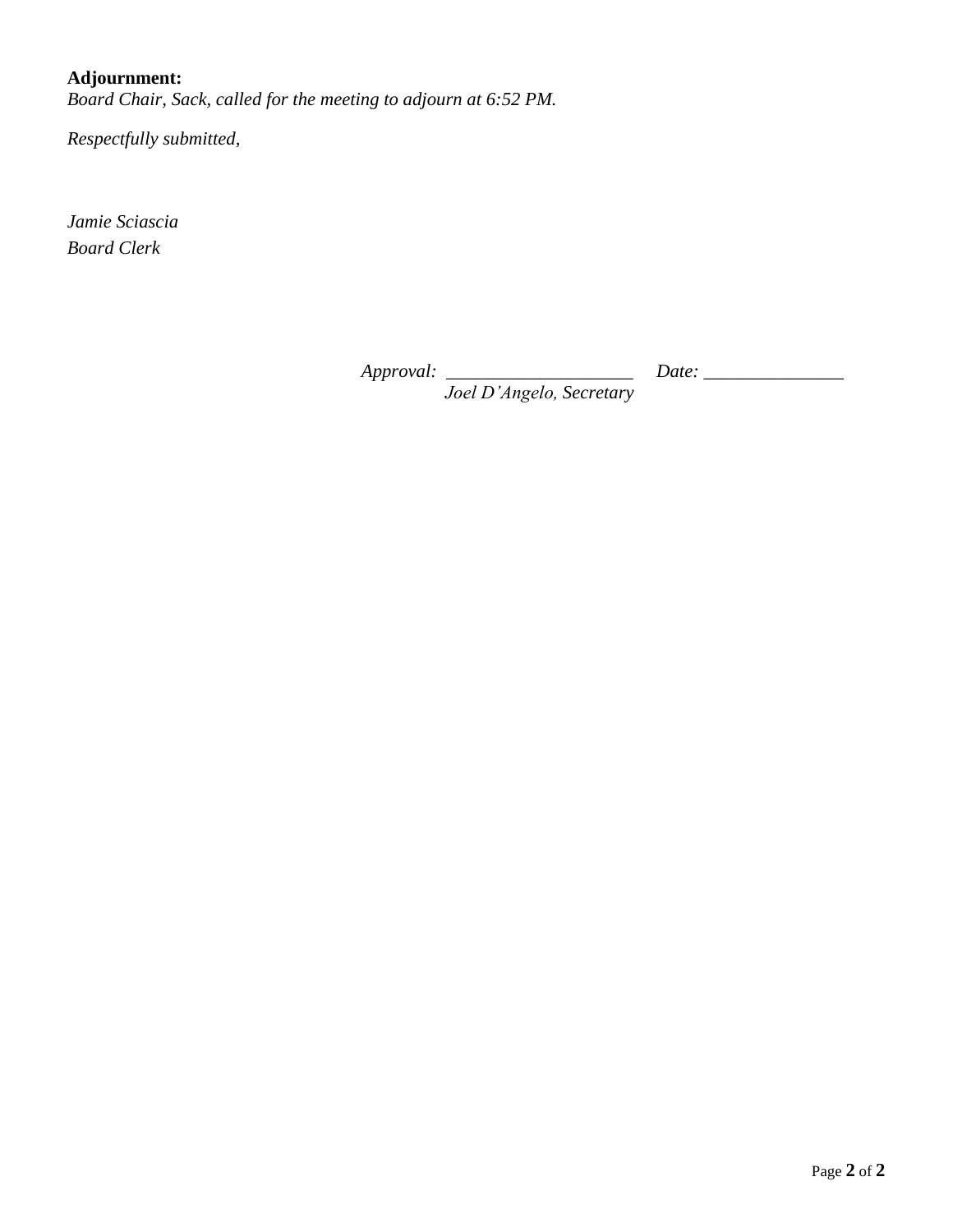**Adjournment:**
*Board Chair, Sack, called for the meeting to adjourn at 6:52 PM.*

*Respectfully submitted,*

*Jamie Sciascia*
*Board Clerk*

*Approval:* ____________________ *Date:* _______________
*Joel D'Angelo, Secretary*